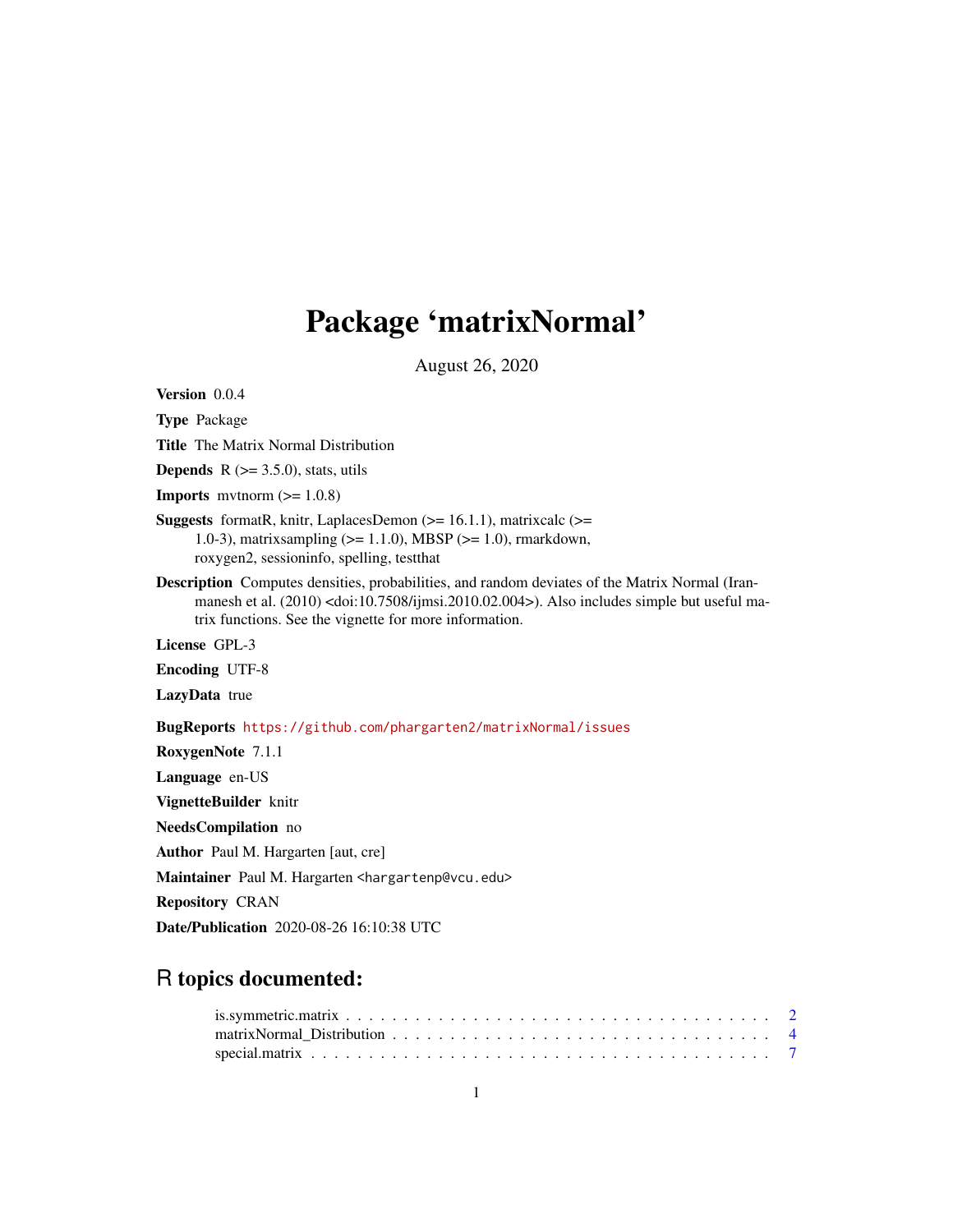# Package 'matrixNormal'

August 26, 2020

**Version** 0.0.4

**Type** Package

**Title** The Matrix Normal Distribution

**Depends** R (>= 3.5.0), stats, utils

**Imports** mvtnorm (>= 1.0.8)

**Suggests** formatR, knitr, LaplacesDemon (>= 16.1.1), matrixcalc (>= 1.0-3), matrixsampling (>= 1.1.0), MBSP (>= 1.0), rmarkdown, roxygen2, sessioninfo, spelling, testthat

**Description** Computes densities, probabilities, and random deviates of the Matrix Normal (Iranmanesh et al. (2010) <doi:10.7508/ijmsi.2010.02.004>). Also includes simple but useful matrix functions. See the vignette for more information.

**License** GPL-3

**Encoding** UTF-8

**LazyData** true

**BugReports** https://github.com/phargarten2/matrixNormal/issues

**RoxygenNote** 7.1.1

**Language** en-US

**VignetteBuilder** knitr

**NeedsCompilation** no

**Author** Paul M. Hargarten [aut, cre]

**Maintainer** Paul M. Hargarten <hargartenp@vcu.edu>

**Repository** CRAN

**Date/Publication** 2020-08-26 16:10:38 UTC

## R topics documented:

- is.symmetric.matrix . . . . . . . . . . . . . . . . . . . . . . . . . . . . . . . . . . . . . . . 2
- matrixNormal_Distribution . . . . . . . . . . . . . . . . . . . . . . . . . . . . . . . . . . 4
- special.matrix . . . . . . . . . . . . . . . . . . . . . . . . . . . . . . . . . . . . . . . . . 7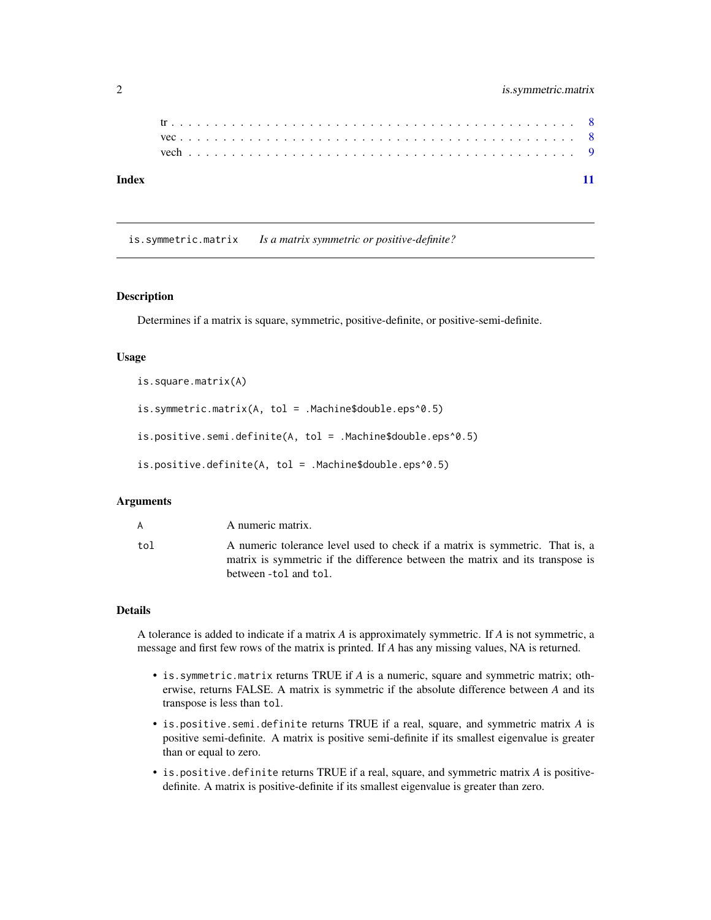tr . . . . . . . . . . . . . . . . . . . . . . . . . . . . . . . . . . . . . . . . . . . . 8
vec . . . . . . . . . . . . . . . . . . . . . . . . . . . . . . . . . . . . . . . . . . . 8
vech . . . . . . . . . . . . . . . . . . . . . . . . . . . . . . . . . . . . . . . . . . . 9

**Index** 11

---

## is.symmetric.matrix — *Is a matrix symmetric or positive-definite?*

---

### Description

Determines if a matrix is square, symmetric, positive-definite, or positive-semi-definite.

### Usage

```
is.square.matrix(A)

is.symmetric.matrix(A, tol = .Machine$double.eps^0.5)

is.positive.semi.definite(A, tol = .Machine$double.eps^0.5)

is.positive.definite(A, tol = .Machine$double.eps^0.5)
```

### Arguments

| | |
|---|---|
| `A` | A numeric matrix. |
| `tol` | A numeric tolerance level used to check if a matrix is symmetric. That is, a matrix is symmetric if the difference between the matrix and its transpose is between `-tol` and `tol`. |

### Details

A tolerance is added to indicate if a matrix *A* is approximately symmetric. If *A* is not symmetric, a message and first few rows of the matrix is printed. If *A* has any missing values, NA is returned.

- `is.symmetric.matrix` returns TRUE if *A* is a numeric, square and symmetric matrix; otherwise, returns FALSE. A matrix is symmetric if the absolute difference between *A* and its transpose is less than `tol`.
- `is.positive.semi.definite` returns TRUE if a real, square, and symmetric matrix *A* is positive semi-definite. A matrix is positive semi-definite if its smallest eigenvalue is greater than or equal to zero.
- `is.positive.definite` returns TRUE if a real, square, and symmetric matrix *A* is positive-definite. A matrix is positive-definite if its smallest eigenvalue is greater than zero.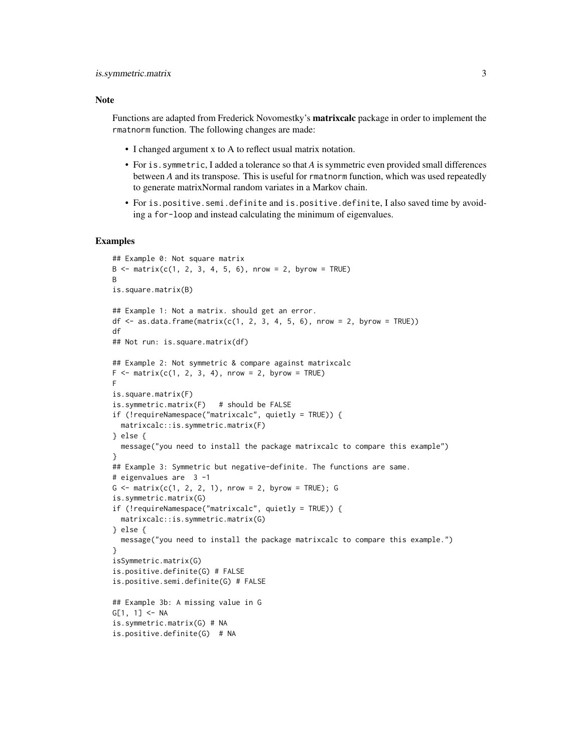## Note

Functions are adapted from Frederick Novomestky's **matrixcalc** package in order to implement the `rmatnorm` function. The following changes are made:

- I changed argument x to A to reflect usual matrix notation.
- For `is.symmetric`, I added a tolerance so that *A* is symmetric even provided small differences between *A* and its transpose. This is useful for `rmatnorm` function, which was used repeatedly to generate matrixNormal random variates in a Markov chain.
- For `is.positive.semi.definite` and `is.positive.definite`, I also saved time by avoiding a `for-loop` and instead calculating the minimum of eigenvalues.

## Examples

```
## Example 0: Not square matrix
B <- matrix(c(1, 2, 3, 4, 5, 6), nrow = 2, byrow = TRUE)
B
is.square.matrix(B)

## Example 1: Not a matrix. should get an error.
df <- as.data.frame(matrix(c(1, 2, 3, 4, 5, 6), nrow = 2, byrow = TRUE))
df
## Not run: is.square.matrix(df)

## Example 2: Not symmetric & compare against matrixcalc
F <- matrix(c(1, 2, 3, 4), nrow = 2, byrow = TRUE)
F
is.square.matrix(F)
is.symmetric.matrix(F)   # should be FALSE
if (!requireNamespace("matrixcalc", quietly = TRUE)) {
  matrixcalc::is.symmetric.matrix(F)
} else {
  message("you need to install the package matrixcalc to compare this example")
}
## Example 3: Symmetric but negative-definite. The functions are same.
# eigenvalues are  3 -1
G <- matrix(c(1, 2, 2, 1), nrow = 2, byrow = TRUE); G
is.symmetric.matrix(G)
if (!requireNamespace("matrixcalc", quietly = TRUE)) {
  matrixcalc::is.symmetric.matrix(G)
} else {
  message("you need to install the package matrixcalc to compare this example.")
}
isSymmetric.matrix(G)
is.positive.definite(G) # FALSE
is.positive.semi.definite(G) # FALSE

## Example 3b: A missing value in G
G[1, 1] <- NA
is.symmetric.matrix(G) # NA
is.positive.definite(G)  # NA
```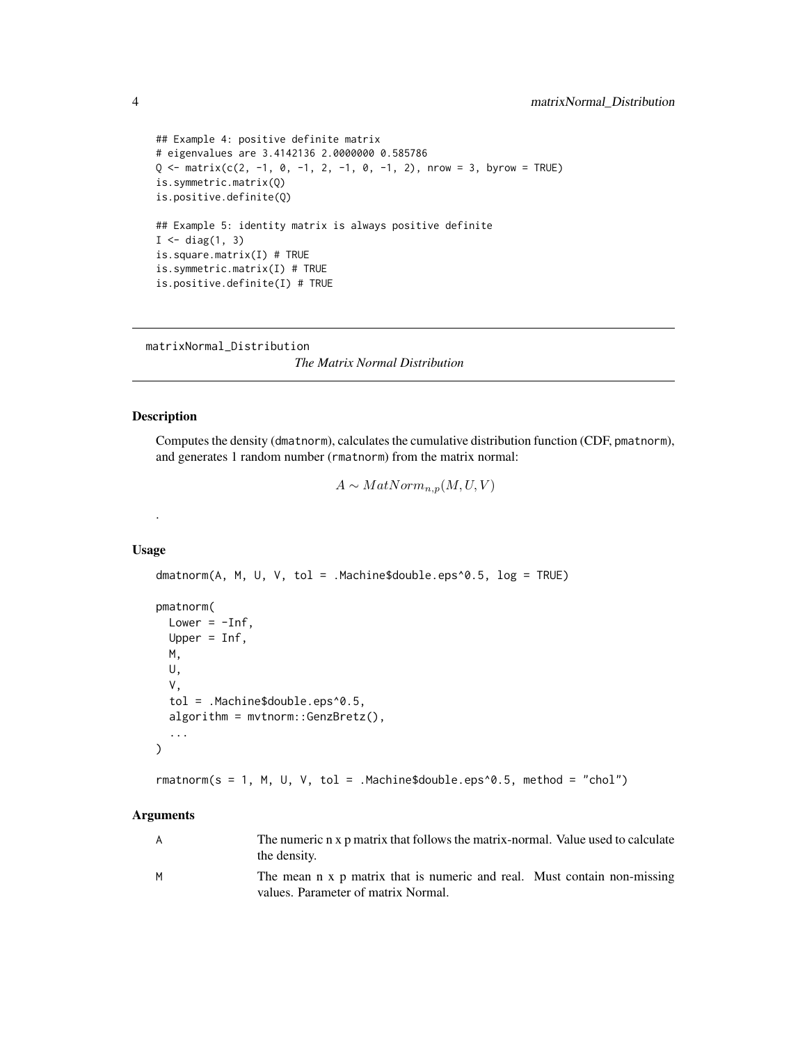```
## Example 4: positive definite matrix
# eigenvalues are 3.4142136 2.0000000 0.585786
Q <- matrix(c(2, -1, 0, -1, 2, -1, 0, -1, 2), nrow = 3, byrow = TRUE)
is.symmetric.matrix(Q)
is.positive.definite(Q)

## Example 5: identity matrix is always positive definite
I <- diag(1, 3)
is.square.matrix(I) # TRUE
is.symmetric.matrix(I) # TRUE
is.positive.definite(I) # TRUE
```

---

## matrixNormal_Distribution

*The Matrix Normal Distribution*

### Description

Computes the density (`dmatnorm`), calculates the cumulative distribution function (CDF, `pmatnorm`), and generates 1 random number (`rmatnorm`) from the matrix normal:

$$A \sim MatNorm_{n,p}(M, U, V)$$

.

### Usage

```
dmatnorm(A, M, U, V, tol = .Machine$double.eps^0.5, log = TRUE)

pmatnorm(
  Lower = -Inf,
  Upper = Inf,
  M,
  U,
  V,
  tol = .Machine$double.eps^0.5,
  algorithm = mvtnorm::GenzBretz(),
  ...
)

rmatnorm(s = 1, M, U, V, tol = .Machine$double.eps^0.5, method = "chol")
```

### Arguments

| | |
|---|---|
| A | The numeric n x p matrix that follows the matrix-normal. Value used to calculate the density. |
| M | The mean n x p matrix that is numeric and real. Must contain non-missing values. Parameter of matrix Normal. |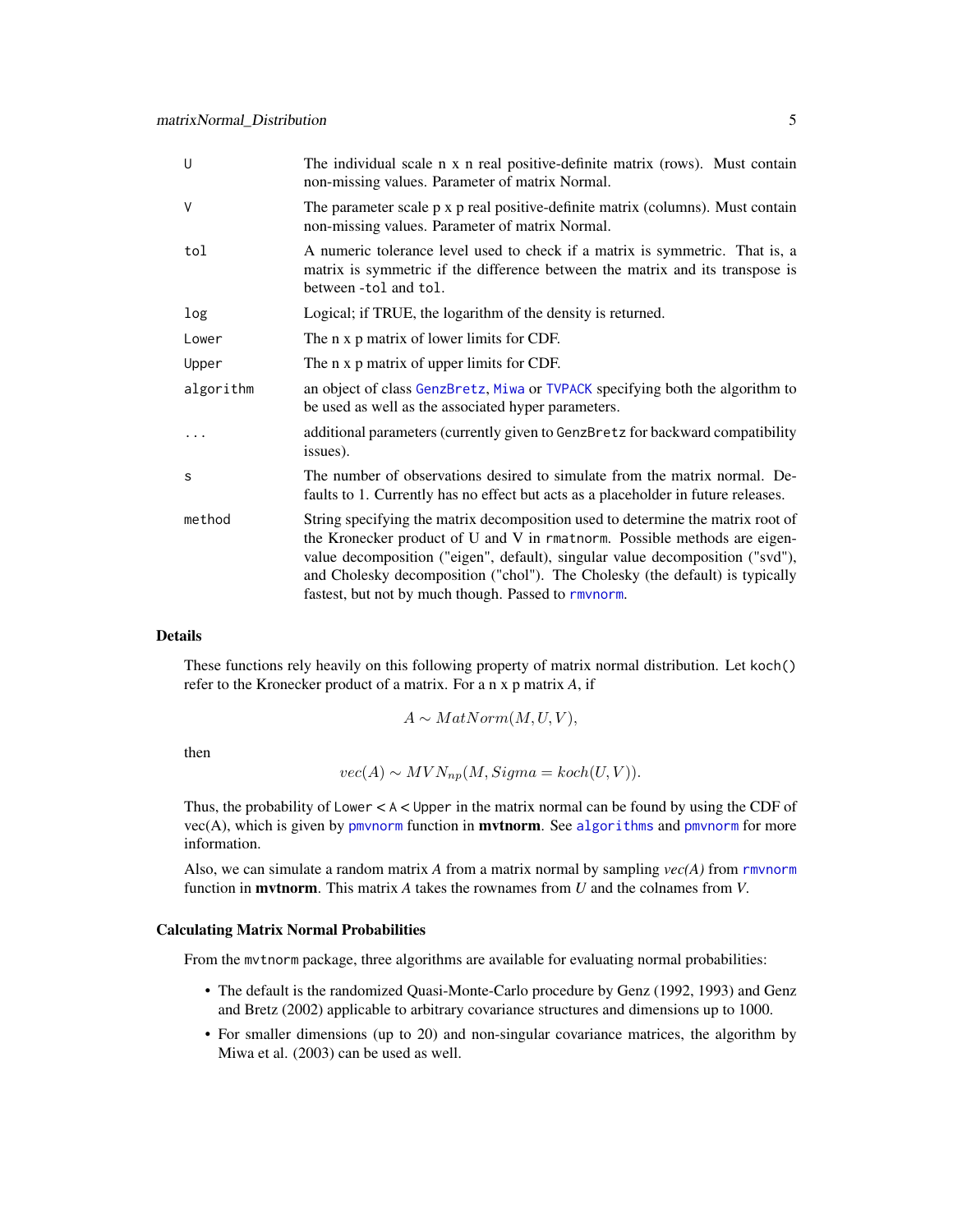| | |
|---|---|
| U | The individual scale n x n real positive-definite matrix (rows). Must contain non-missing values. Parameter of matrix Normal. |
| V | The parameter scale p x p real positive-definite matrix (columns). Must contain non-missing values. Parameter of matrix Normal. |
| tol | A numeric tolerance level used to check if a matrix is symmetric. That is, a matrix is symmetric if the difference between the matrix and its transpose is between -tol and tol. |
| log | Logical; if TRUE, the logarithm of the density is returned. |
| Lower | The n x p matrix of lower limits for CDF. |
| Upper | The n x p matrix of upper limits for CDF. |
| algorithm | an object of class GenzBretz, Miwa or TVPACK specifying both the algorithm to be used as well as the associated hyper parameters. |
| ... | additional parameters (currently given to GenzBretz for backward compatibility issues). |
| s | The number of observations desired to simulate from the matrix normal. Defaults to 1. Currently has no effect but acts as a placeholder in future releases. |
| method | String specifying the matrix decomposition used to determine the matrix root of the Kronecker product of U and V in rmatnorm. Possible methods are eigenvalue decomposition ("eigen", default), singular value decomposition ("svd"), and Cholesky decomposition ("chol"). The Cholesky (the default) is typically fastest, but not by much though. Passed to rmvnorm. |

### Details

These functions rely heavily on this following property of matrix normal distribution. Let koch() refer to the Kronecker product of a matrix. For a n x p matrix *A*, if

$$A \sim MatNorm(M, U, V),$$

then

$$vec(A) \sim MVN_{np}(M, Sigma = koch(U, V)).$$

Thus, the probability of Lower < A < Upper in the matrix normal can be found by using the CDF of vec(A), which is given by pmvnorm function in **mvtnorm**. See algorithms and pmvnorm for more information.

Also, we can simulate a random matrix *A* from a matrix normal by sampling *vec(A)* from rmvnorm function in **mvtnorm**. This matrix *A* takes the rownames from *U* and the colnames from *V*.

### Calculating Matrix Normal Probabilities

From the mvtnorm package, three algorithms are available for evaluating normal probabilities:

- The default is the randomized Quasi-Monte-Carlo procedure by Genz (1992, 1993) and Genz and Bretz (2002) applicable to arbitrary covariance structures and dimensions up to 1000.
- For smaller dimensions (up to 20) and non-singular covariance matrices, the algorithm by Miwa et al. (2003) can be used as well.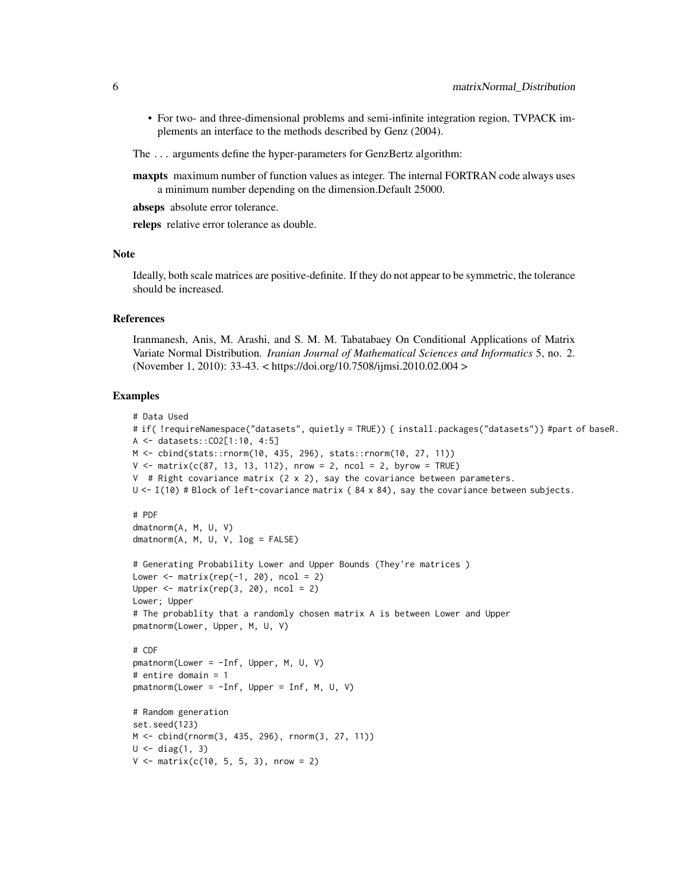- For two- and three-dimensional problems and semi-infinite integration region, TVPACK implements an interface to the methods described by Genz (2004).

The ... arguments define the hyper-parameters for GenzBertz algorithm:

**maxpts** maximum number of function values as integer. The internal FORTRAN code always uses a minimum number depending on the dimension.Default 25000.

**abseps** absolute error tolerance.

**releps** relative error tolerance as double.

## Note

Ideally, both scale matrices are positive-definite. If they do not appear to be symmetric, the tolerance should be increased.

## References

Iranmanesh, Anis, M. Arashi, and S. M. M. Tabatabaey On Conditional Applications of Matrix Variate Normal Distribution. *Iranian Journal of Mathematical Sciences and Informatics* 5, no. 2. (November 1, 2010): 33-43. < https://doi.org/10.7508/ijmsi.2010.02.004 >

## Examples

```
# Data Used
# if( !requireNamespace("datasets", quietly = TRUE)) { install.packages("datasets")} #part of baseR.
A <- datasets::CO2[1:10, 4:5]
M <- cbind(stats::rnorm(10, 435, 296), stats::rnorm(10, 27, 11))
V <- matrix(c(87, 13, 13, 112), nrow = 2, ncol = 2, byrow = TRUE)
V  # Right covariance matrix (2 x 2), say the covariance between parameters.
U <- I(10) # Block of left-covariance matrix ( 84 x 84), say the covariance between subjects.

# PDF
dmatnorm(A, M, U, V)
dmatnorm(A, M, U, V, log = FALSE)

# Generating Probability Lower and Upper Bounds (They're matrices )
Lower <- matrix(rep(-1, 20), ncol = 2)
Upper <- matrix(rep(3, 20), ncol = 2)
Lower; Upper
# The probablity that a randomly chosen matrix A is between Lower and Upper
pmatnorm(Lower, Upper, M, U, V)

# CDF
pmatnorm(Lower = -Inf, Upper, M, U, V)
# entire domain = 1
pmatnorm(Lower = -Inf, Upper = Inf, M, U, V)

# Random generation
set.seed(123)
M <- cbind(rnorm(3, 435, 296), rnorm(3, 27, 11))
U <- diag(1, 3)
V <- matrix(c(10, 5, 5, 3), nrow = 2)
```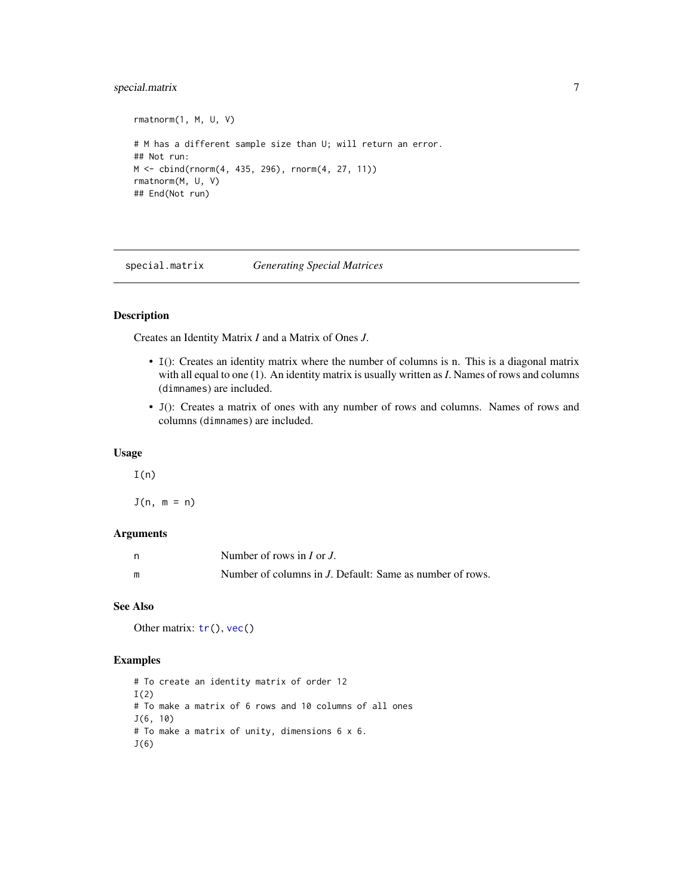```
rmatnorm(1, M, U, V)

# M has a different sample size than U; will return an error.
## Not run:
M <- cbind(rnorm(4, 435, 296), rnorm(4, 27, 11))
rmatnorm(M, U, V)
## End(Not run)
```

## special.matrix    *Generating Special Matrices*

### Description

Creates an Identity Matrix *I* and a Matrix of Ones *J*.

- `I()`: Creates an identity matrix where the number of columns is n. This is a diagonal matrix with all equal to one (1). An identity matrix is usually written as *I*. Names of rows and columns (`dimnames`) are included.
- `J()`: Creates a matrix of ones with any number of rows and columns. Names of rows and columns (`dimnames`) are included.

### Usage

```
I(n)

J(n, m = n)
```

### Arguments

| | |
|---|---|
| `n` | Number of rows in *I* or *J*. |
| `m` | Number of columns in *J*. Default: Same as number of rows. |

### See Also

Other matrix: `tr()`, `vec()`

### Examples

```
# To create an identity matrix of order 12
I(2)
# To make a matrix of 6 rows and 10 columns of all ones
J(6, 10)
# To make a matrix of unity, dimensions 6 x 6.
J(6)
```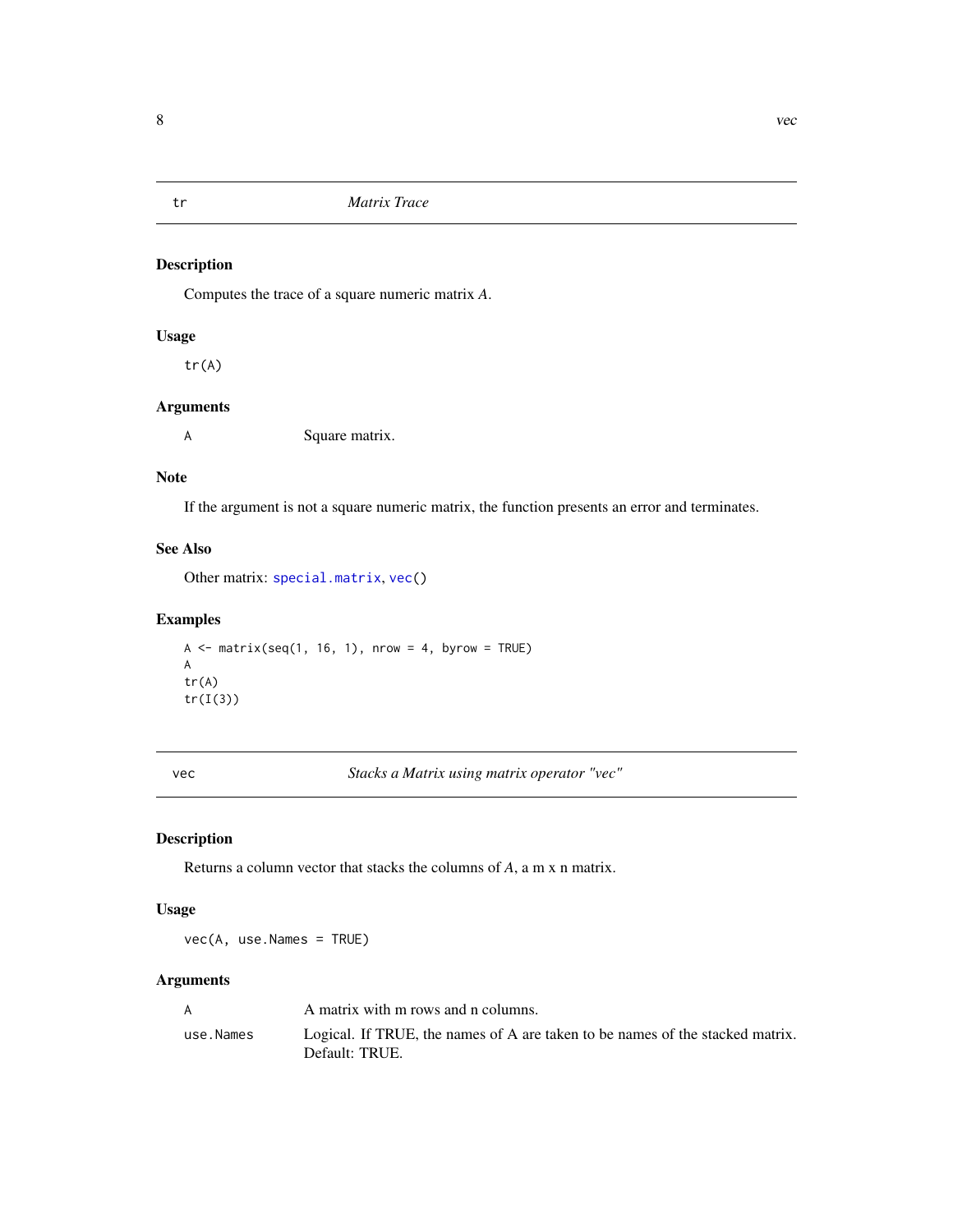## tr *Matrix Trace*

### Description

Computes the trace of a square numeric matrix *A*.

### Usage

```
tr(A)
```

### Arguments

| | |
|---|---|
| A | Square matrix. |

### Note

If the argument is not a square numeric matrix, the function presents an error and terminates.

### See Also

Other matrix: special.matrix, vec()

### Examples

```
A <- matrix(seq(1, 16, 1), nrow = 4, byrow = TRUE)
A
tr(A)
tr(I(3))
```

## vec *Stacks a Matrix using matrix operator "vec"*

### Description

Returns a column vector that stacks the columns of *A*, a m x n matrix.

### Usage

```
vec(A, use.Names = TRUE)
```

### Arguments

| | |
|---|---|
| A | A matrix with m rows and n columns. |
| use.Names | Logical. If TRUE, the names of A are taken to be names of the stacked matrix. Default: TRUE. |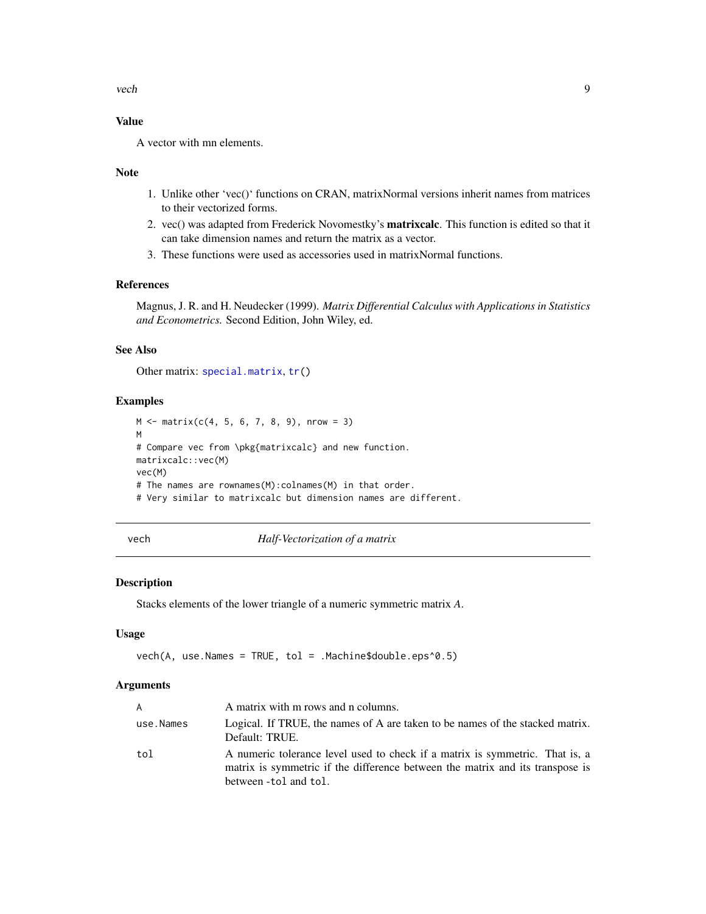### Value

A vector with mn elements.

### Note

1. Unlike other 'vec()' functions on CRAN, matrixNormal versions inherit names from matrices to their vectorized forms.
2. vec() was adapted from Frederick Novomestky's **matrixcalc**. This function is edited so that it can take dimension names and return the matrix as a vector.
3. These functions were used as accessories used in matrixNormal functions.

### References

Magnus, J. R. and H. Neudecker (1999). *Matrix Differential Calculus with Applications in Statistics and Econometrics.* Second Edition, John Wiley, ed.

### See Also

Other matrix: special.matrix, tr()

### Examples

```
M <- matrix(c(4, 5, 6, 7, 8, 9), nrow = 3)
M
# Compare vec from \pkg{matrixcalc} and new function.
matrixcalc::vec(M)
vec(M)
# The names are rownames(M):colnames(M) in that order.
# Very similar to matrixcalc but dimension names are different.
```

---

## vech — *Half-Vectorization of a matrix*

### Description

Stacks elements of the lower triangle of a numeric symmetric matrix *A*.

### Usage

```
vech(A, use.Names = TRUE, tol = .Machine$double.eps^0.5)
```

### Arguments

| | |
|---|---|
| A | A matrix with m rows and n columns. |
| use.Names | Logical. If TRUE, the names of A are taken to be names of the stacked matrix. Default: TRUE. |
| tol | A numeric tolerance level used to check if a matrix is symmetric. That is, a matrix is symmetric if the difference between the matrix and its transpose is between -tol and tol. |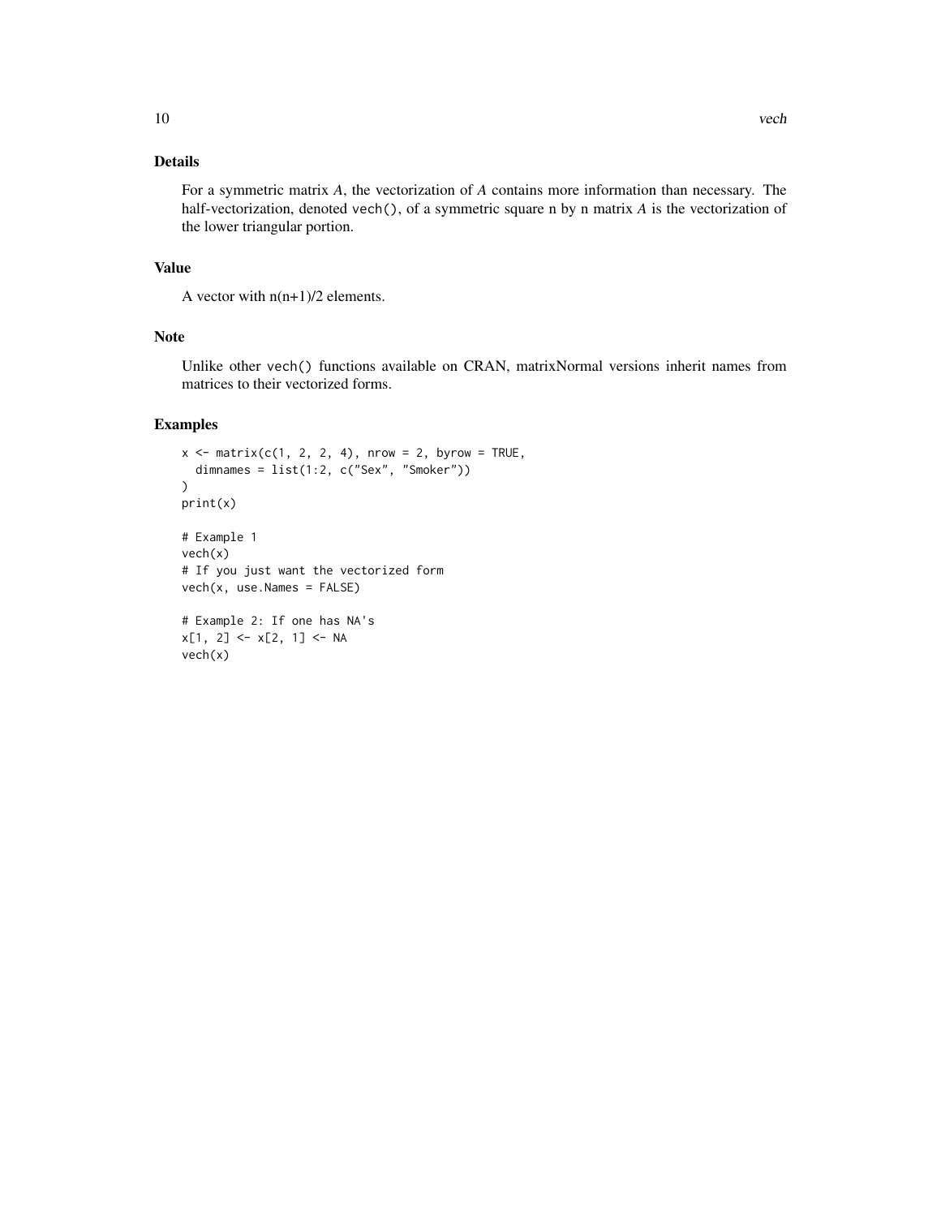## Details

For a symmetric matrix *A*, the vectorization of *A* contains more information than necessary. The half-vectorization, denoted `vech()`, of a symmetric square n by n matrix *A* is the vectorization of the lower triangular portion.

## Value

A vector with n(n+1)/2 elements.

## Note

Unlike other `vech()` functions available on CRAN, matrixNormal versions inherit names from matrices to their vectorized forms.

## Examples

```
x <- matrix(c(1, 2, 2, 4), nrow = 2, byrow = TRUE,
  dimnames = list(1:2, c("Sex", "Smoker"))
)
print(x)

# Example 1
vech(x)
# If you just want the vectorized form
vech(x, use.Names = FALSE)

# Example 2: If one has NA's
x[1, 2] <- x[2, 1] <- NA
vech(x)
```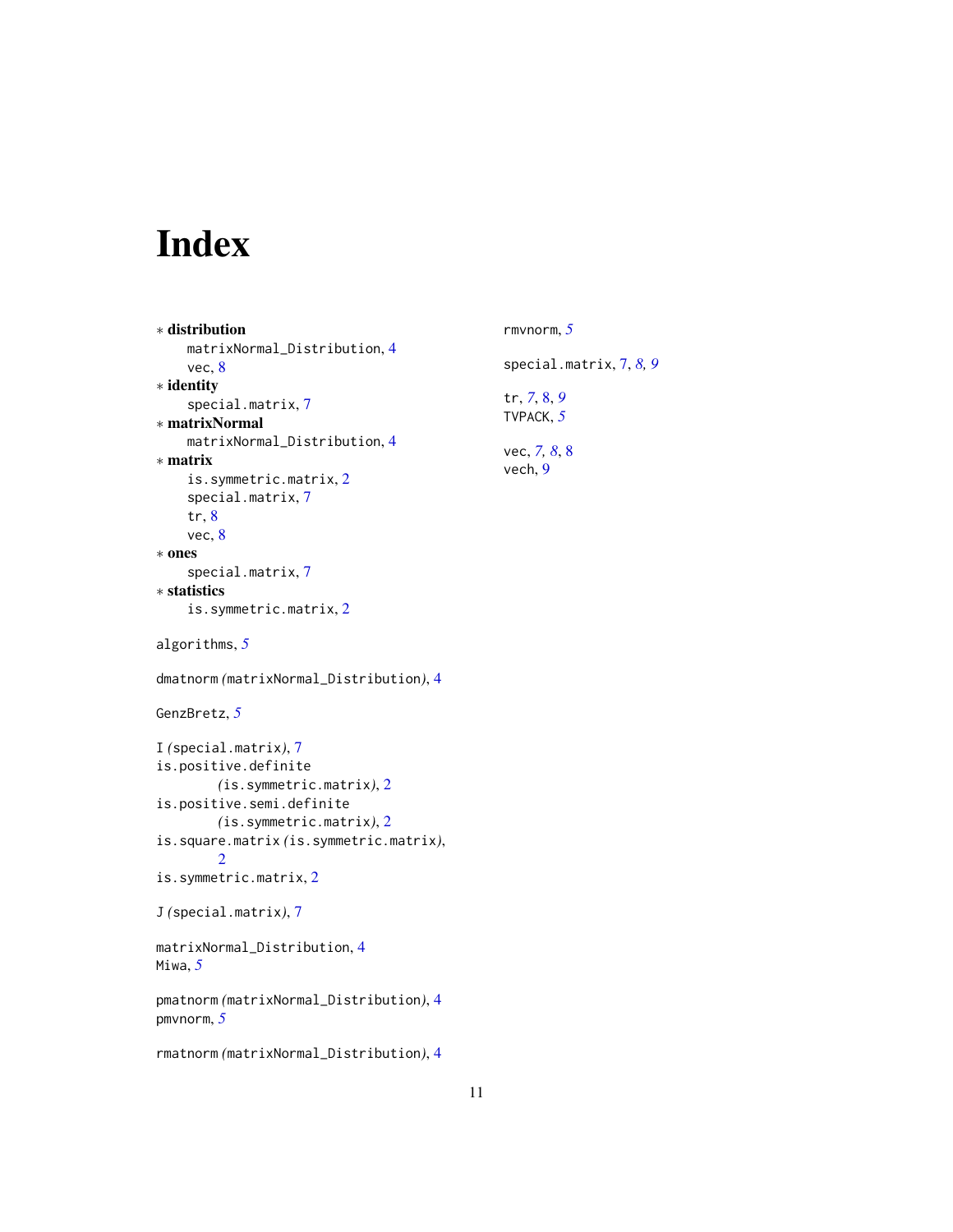# Index

* **distribution**
  matrixNormal_Distribution, 4
  vec, 8
* **identity**
  special.matrix, 7
* **matrixNormal**
  matrixNormal_Distribution, 4
* **matrix**
  is.symmetric.matrix, 2
  special.matrix, 7
  tr, 8
  vec, 8
* **ones**
  special.matrix, 7
* **statistics**
  is.symmetric.matrix, 2

algorithms, *5*

dmatnorm *(*matrixNormal_Distribution*)*, 4

GenzBretz, *5*

I *(*special.matrix*)*, 7
is.positive.definite
  *(*is.symmetric.matrix*)*, 2
is.positive.semi.definite
  *(*is.symmetric.matrix*)*, 2
is.square.matrix *(*is.symmetric.matrix*)*, 2
is.symmetric.matrix, 2

J *(*special.matrix*)*, 7

matrixNormal_Distribution, 4
Miwa, *5*

pmatnorm *(*matrixNormal_Distribution*)*, 4
pmvnorm, *5*

rmatnorm *(*matrixNormal_Distribution*)*, 4
rmvnorm, *5*

special.matrix, 7, *8, 9*

tr, *7*, 8, *9*
TVPACK, *5*

vec, *7, 8*, 8
vech, 9